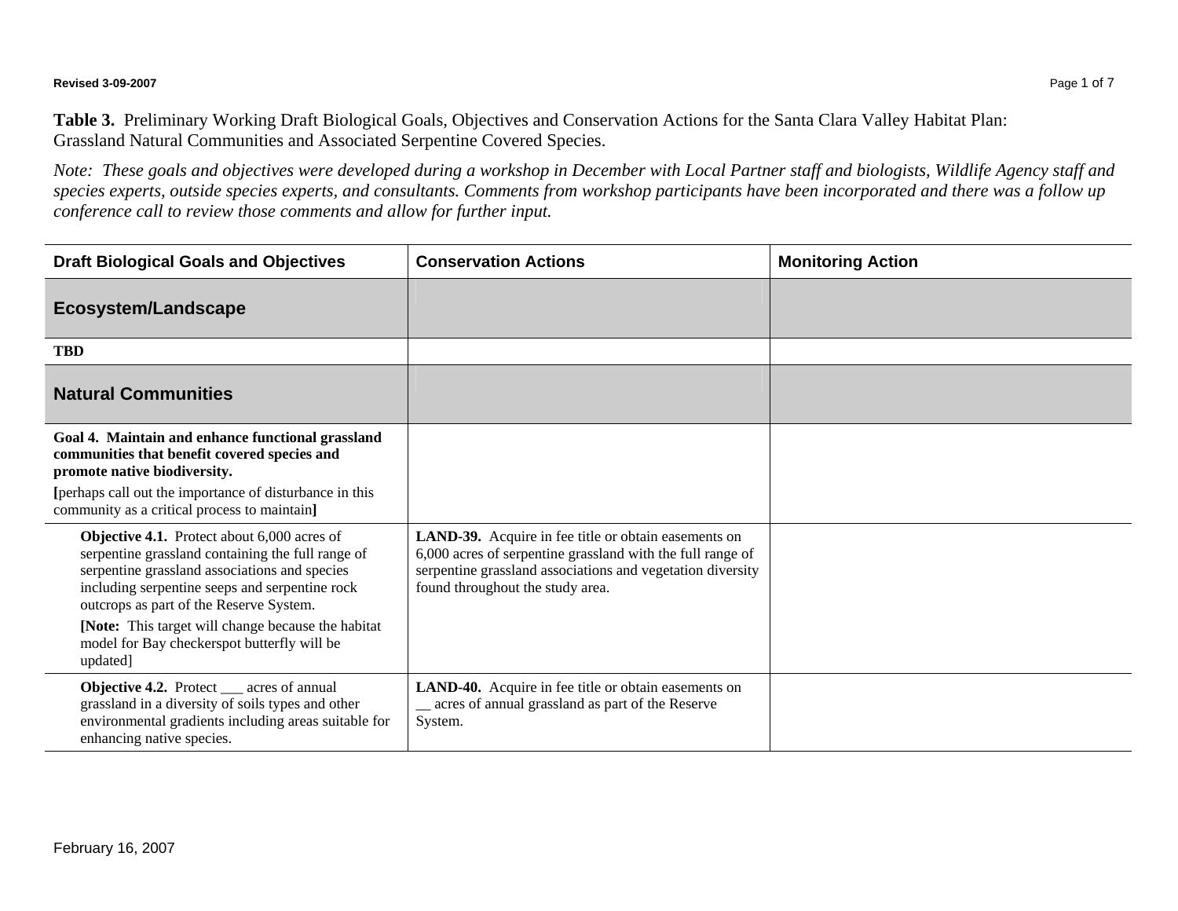**Table 3.** Preliminary Working Draft Biological Goals, Objectives and Conservation Actions for the Santa Clara Valley Habitat Plan: Grassland Natural Communities and Associated Serpentine Covered Species.

*Note: These goals and objectives were developed during a workshop in December with Local Partner staff and biologists, Wildlife Agency staff and species experts, outside species experts, and consultants. Comments from workshop participants have been incorporated and there was a follow up conference call to review those comments and allow for further input.*

| Draft Biological Goals and Objectives | Conservation Actions | Monitoring Action |
|---|---|---|
| **Ecosystem/Landscape** | | |
| **TBD** | | |
| **Natural Communities** | | |
| **Goal 4. Maintain and enhance functional grassland communities that benefit covered species and promote native biodiversity.** **[**perhaps call out the importance of disturbance in this community as a critical process to maintain**]** | | |
| **Objective 4.1.** Protect about 6,000 acres of serpentine grassland containing the full range of serpentine grassland associations and species including serpentine seeps and serpentine rock outcrops as part of the Reserve System. **[Note:** This target will change because the habitat model for Bay checkerspot butterfly will be updated] | **LAND-39.** Acquire in fee title or obtain easements on 6,000 acres of serpentine grassland with the full range of serpentine grassland associations and vegetation diversity found throughout the study area. | |
| **Objective 4.2.** Protect ___ acres of annual grassland in a diversity of soils types and other environmental gradients including areas suitable for enhancing native species. | **LAND-40.** Acquire in fee title or obtain easements on __ acres of annual grassland as part of the Reserve System. | |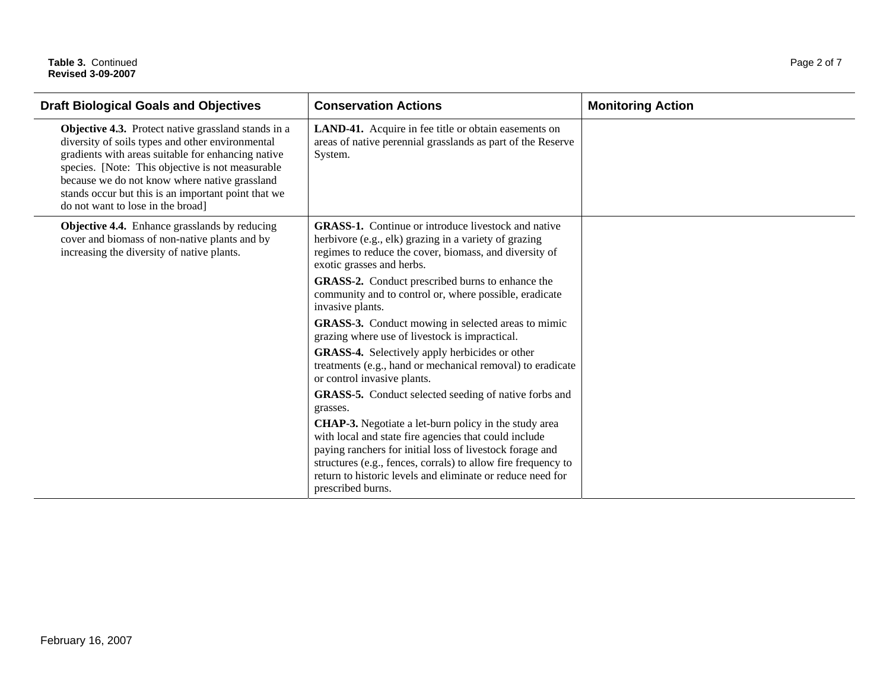**Table 3.** Continued
**Revised 3-09-2007**

| Draft Biological Goals and Objectives | Conservation Actions | Monitoring Action |
|---|---|---|
| **Objective 4.3.** Protect native grassland stands in a diversity of soils types and other environmental gradients with areas suitable for enhancing native species. [Note: This objective is not measurable because we do not know where native grassland stands occur but this is an important point that we do not want to lose in the broad] | **LAND-41.** Acquire in fee title or obtain easements on areas of native perennial grasslands as part of the Reserve System. | |
| **Objective 4.4.** Enhance grasslands by reducing cover and biomass of non-native plants and by increasing the diversity of native plants. | **GRASS-1.** Continue or introduce livestock and native herbivore (e.g., elk) grazing in a variety of grazing regimes to reduce the cover, biomass, and diversity of exotic grasses and herbs.<br><br>**GRASS-2.** Conduct prescribed burns to enhance the community and to control or, where possible, eradicate invasive plants.<br><br>**GRASS-3.** Conduct mowing in selected areas to mimic grazing where use of livestock is impractical.<br><br>**GRASS-4.** Selectively apply herbicides or other treatments (e.g., hand or mechanical removal) to eradicate or control invasive plants.<br><br>**GRASS-5.** Conduct selected seeding of native forbs and grasses.<br><br>**CHAP-3.** Negotiate a let-burn policy in the study area with local and state fire agencies that could include paying ranchers for initial loss of livestock forage and structures (e.g., fences, corrals) to allow fire frequency to return to historic levels and eliminate or reduce need for prescribed burns. | |

February 16, 2007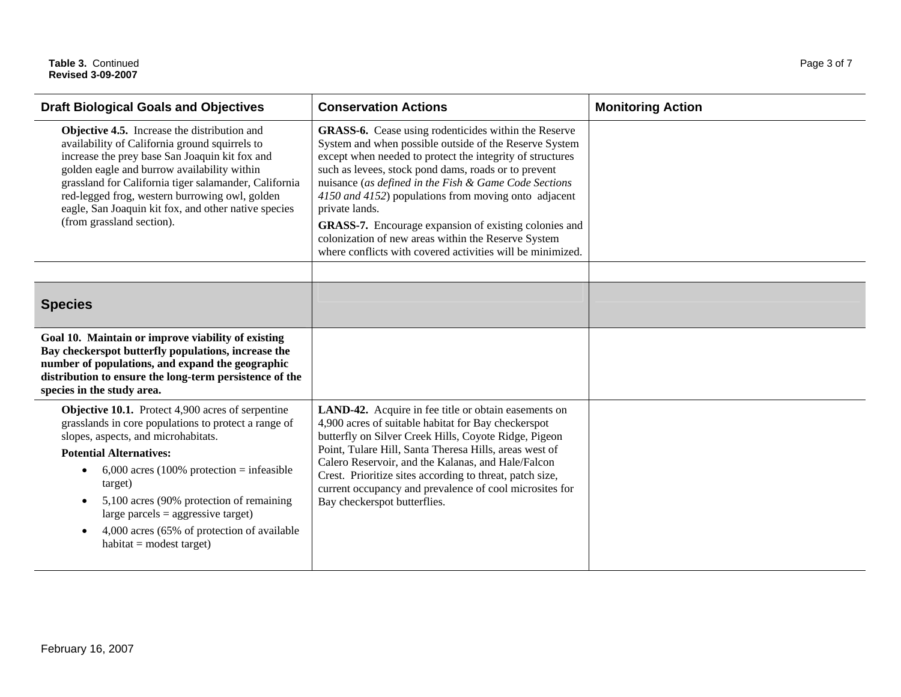**Table 3.** Continued
**Revised 3-09-2007**

| Draft Biological Goals and Objectives | Conservation Actions | Monitoring Action |
|---|---|---|
| **Objective 4.5.** Increase the distribution and availability of California ground squirrels to increase the prey base San Joaquin kit fox and golden eagle and burrow availability within grassland for California tiger salamander, California red-legged frog, western burrowing owl, golden eagle, San Joaquin kit fox, and other native species (from grassland section). | **GRASS-6.** Cease using rodenticides within the Reserve System and when possible outside of the Reserve System except when needed to protect the integrity of structures such as levees, stock pond dams, roads or to prevent nuisance (*as defined in the Fish & Game Code Sections 4150 and 4152*) populations from moving onto adjacent private lands.<br>**GRASS-7.** Encourage expansion of existing colonies and colonization of new areas within the Reserve System where conflicts with covered activities will be minimized. | |
| | | |
| **Species** | | |
| **Goal 10. Maintain or improve viability of existing Bay checkerspot butterfly populations, increase the number of populations, and expand the geographic distribution to ensure the long-term persistence of the species in the study area.** | | |
| **Objective 10.1.** Protect 4,900 acres of serpentine grasslands in core populations to protect a range of slopes, aspects, and microhabitats.<br>**Potential Alternatives:**<br>• 6,000 acres (100% protection = infeasible target)<br>• 5,100 acres (90% protection of remaining large parcels = aggressive target)<br>• 4,000 acres (65% of protection of available habitat = modest target) | **LAND-42.** Acquire in fee title or obtain easements on 4,900 acres of suitable habitat for Bay checkerspot butterfly on Silver Creek Hills, Coyote Ridge, Pigeon Point, Tulare Hill, Santa Theresa Hills, areas west of Calero Reservoir, and the Kalanas, and Hale/Falcon Crest. Prioritize sites according to threat, patch size, current occupancy and prevalence of cool microsites for Bay checkerspot butterflies. | |

February 16, 2007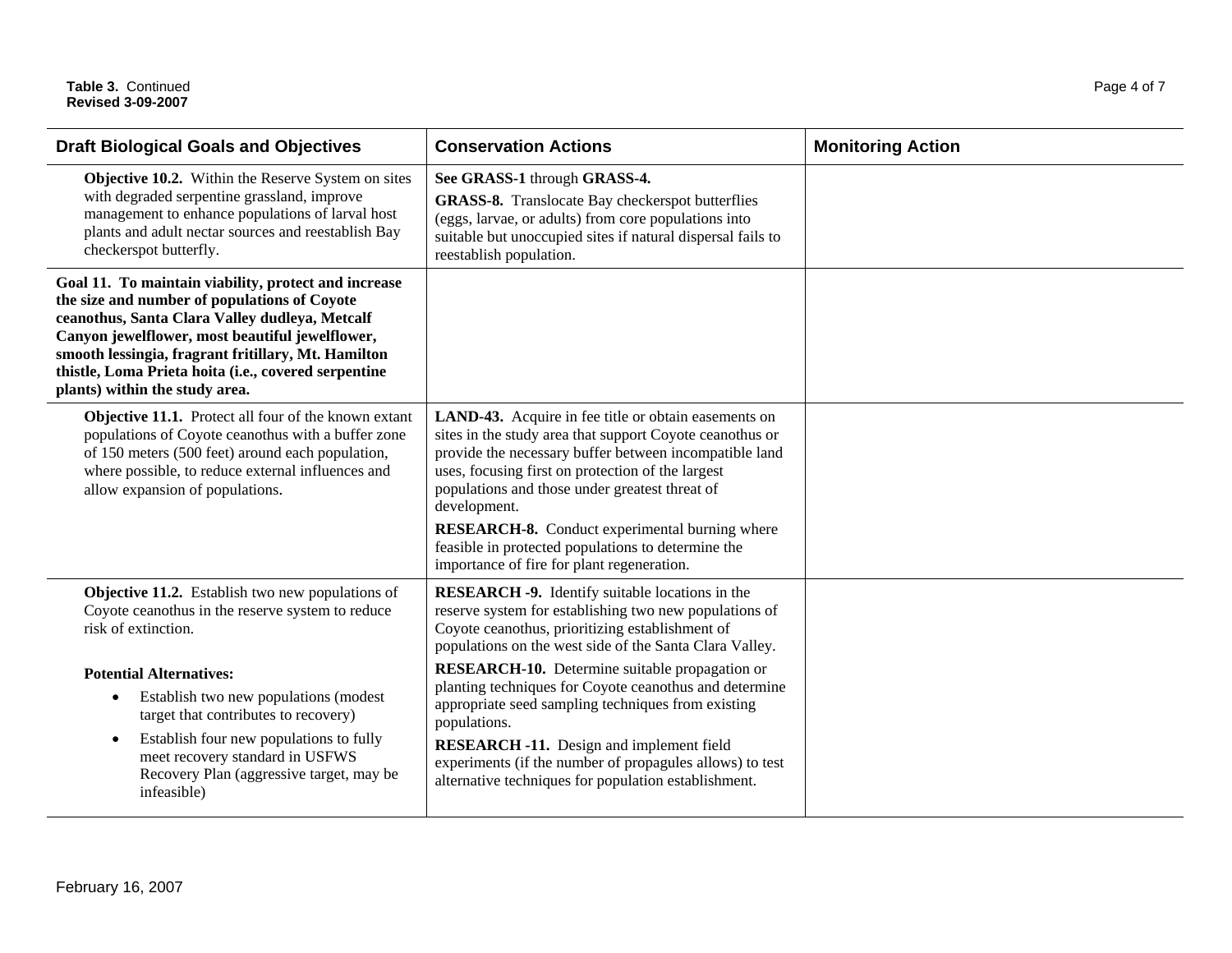**Table 3.** Continued
**Revised 3-09-2007**

| Draft Biological Goals and Objectives | Conservation Actions | Monitoring Action |
|---|---|---|
| **Objective 10.2.** Within the Reserve System on sites with degraded serpentine grassland, improve management to enhance populations of larval host plants and adult nectar sources and reestablish Bay checkerspot butterfly. | **See GRASS-1** through **GRASS-4.**<br>**GRASS-8.** Translocate Bay checkerspot butterflies (eggs, larvae, or adults) from core populations into suitable but unoccupied sites if natural dispersal fails to reestablish population. | |
| **Goal 11. To maintain viability, protect and increase the size and number of populations of Coyote ceanothus, Santa Clara Valley dudleya, Metcalf Canyon jewelflower, most beautiful jewelflower, smooth lessingia, fragrant fritillary, Mt. Hamilton thistle, Loma Prieta hoita (i.e., covered serpentine plants) within the study area.** | | |
| **Objective 11.1.** Protect all four of the known extant populations of Coyote ceanothus with a buffer zone of 150 meters (500 feet) around each population, where possible, to reduce external influences and allow expansion of populations. | **LAND-43.** Acquire in fee title or obtain easements on sites in the study area that support Coyote ceanothus or provide the necessary buffer between incompatible land uses, focusing first on protection of the largest populations and those under greatest threat of development.<br>**RESEARCH-8.** Conduct experimental burning where feasible in protected populations to determine the importance of fire for plant regeneration. | |
| **Objective 11.2.** Establish two new populations of Coyote ceanothus in the reserve system to reduce risk of extinction.<br><br>**Potential Alternatives:**<br>• Establish two new populations (modest target that contributes to recovery)<br>• Establish four new populations to fully meet recovery standard in USFWS Recovery Plan (aggressive target, may be infeasible) | **RESEARCH -9.** Identify suitable locations in the reserve system for establishing two new populations of Coyote ceanothus, prioritizing establishment of populations on the west side of the Santa Clara Valley.<br>**RESEARCH-10.** Determine suitable propagation or planting techniques for Coyote ceanothus and determine appropriate seed sampling techniques from existing populations.<br>**RESEARCH -11.** Design and implement field experiments (if the number of propagules allows) to test alternative techniques for population establishment. | |

February 16, 2007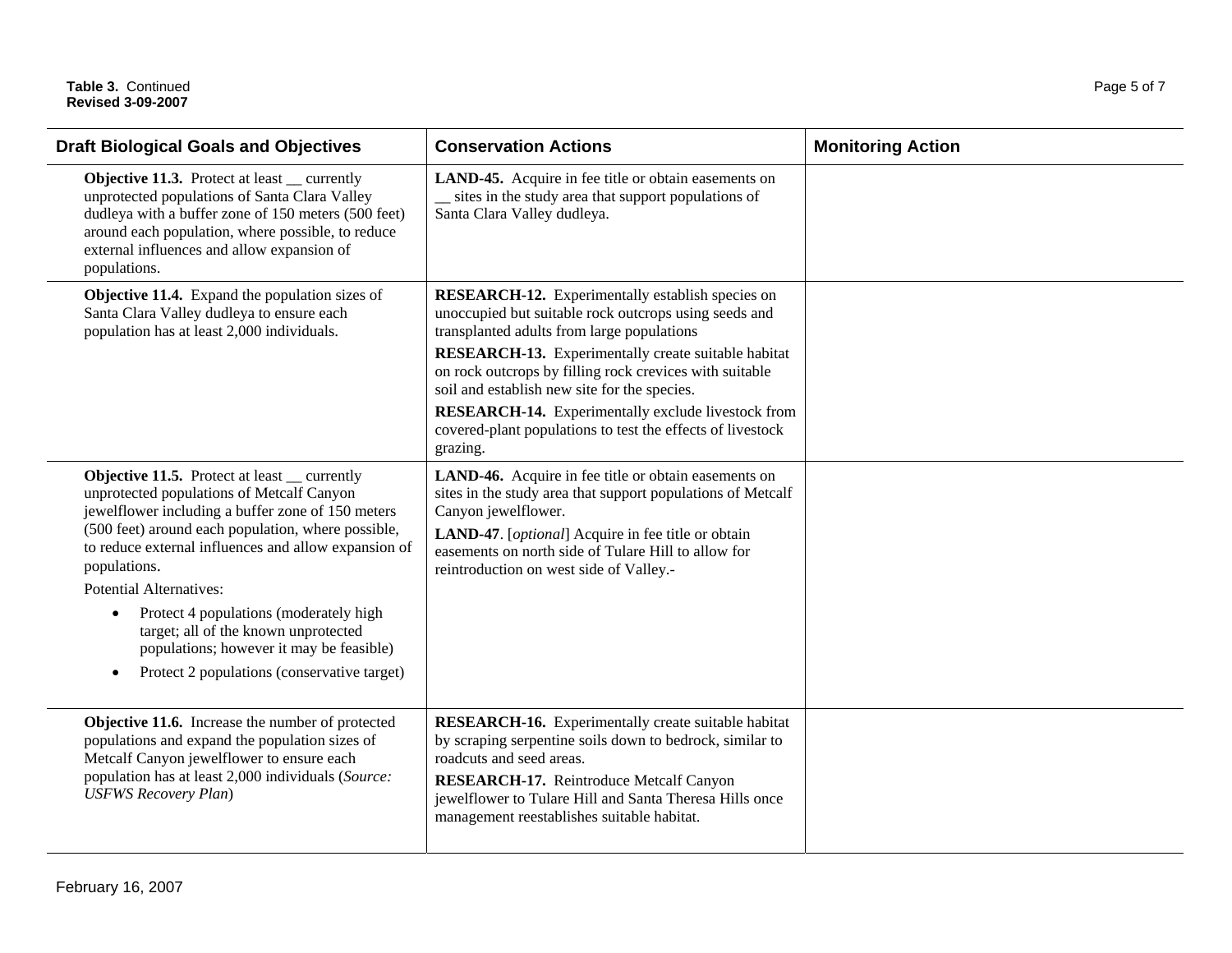**Table 3.** Continued
**Revised 3-09-2007**

| Draft Biological Goals and Objectives | Conservation Actions | Monitoring Action |
|---|---|---|
| **Objective 11.3.** Protect at least __ currently unprotected populations of Santa Clara Valley dudleya with a buffer zone of 150 meters (500 feet) around each population, where possible, to reduce external influences and allow expansion of populations. | **LAND-45.** Acquire in fee title or obtain easements on __ sites in the study area that support populations of Santa Clara Valley dudleya. | |
| **Objective 11.4.** Expand the population sizes of Santa Clara Valley dudleya to ensure each population has at least 2,000 individuals. | **RESEARCH-12.** Experimentally establish species on unoccupied but suitable rock outcrops using seeds and transplanted adults from large populations<br>**RESEARCH-13.** Experimentally create suitable habitat on rock outcrops by filling rock crevices with suitable soil and establish new site for the species.<br>**RESEARCH-14.** Experimentally exclude livestock from covered-plant populations to test the effects of livestock grazing. | |
| **Objective 11.5.** Protect at least __ currently unprotected populations of Metcalf Canyon jewelflower including a buffer zone of 150 meters (500 feet) around each population, where possible, to reduce external influences and allow expansion of populations.<br>Potential Alternatives:<br>• Protect 4 populations (moderately high target; all of the known unprotected populations; however it may be feasible)<br>• Protect 2 populations (conservative target) | **LAND-46.** Acquire in fee title or obtain easements on sites in the study area that support populations of Metcalf Canyon jewelflower.<br>**LAND-47**. [*optional*] Acquire in fee title or obtain easements on north side of Tulare Hill to allow for reintroduction on west side of Valley.- | |
| **Objective 11.6.** Increase the number of protected populations and expand the population sizes of Metcalf Canyon jewelflower to ensure each population has at least 2,000 individuals (*Source: USFWS Recovery Plan*) | **RESEARCH-16.** Experimentally create suitable habitat by scraping serpentine soils down to bedrock, similar to roadcuts and seed areas.<br>**RESEARCH-17.** Reintroduce Metcalf Canyon jewelflower to Tulare Hill and Santa Theresa Hills once management reestablishes suitable habitat. | |

February 16, 2007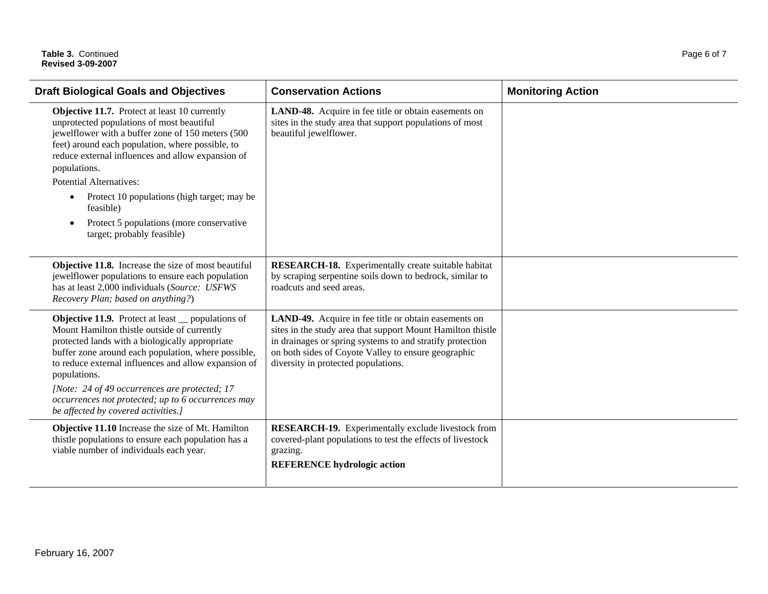**Table 3.** Continued
**Revised 3-09-2007**

| Draft Biological Goals and Objectives | Conservation Actions | Monitoring Action |
|---|---|---|
| **Objective 11.7.** Protect at least 10 currently unprotected populations of most beautiful jewelflower with a buffer zone of 150 meters (500 feet) around each population, where possible, to reduce external influences and allow expansion of populations.<br>Potential Alternatives:<br>• Protect 10 populations (high target; may be feasible)<br>• Protect 5 populations (more conservative target; probably feasible) | **LAND-48.** Acquire in fee title or obtain easements on sites in the study area that support populations of most beautiful jewelflower. | |
| **Objective 11.8.** Increase the size of most beautiful jewelflower populations to ensure each population has at least 2,000 individuals (*Source: USFWS Recovery Plan; based on anything?*) | **RESEARCH-18.** Experimentally create suitable habitat by scraping serpentine soils down to bedrock, similar to roadcuts and seed areas. | |
| **Objective 11.9.** Protect at least __ populations of Mount Hamilton thistle outside of currently protected lands with a biologically appropriate buffer zone around each population, where possible, to reduce external influences and allow expansion of populations.<br>*[Note: 24 of 49 occurrences are protected; 17 occurrences not protected; up to 6 occurrences may be affected by covered activities.]* | **LAND-49.** Acquire in fee title or obtain easements on sites in the study area that support Mount Hamilton thistle in drainages or spring systems to and stratify protection on both sides of Coyote Valley to ensure geographic diversity in protected populations. | |
| **Objective 11.10** Increase the size of Mt. Hamilton thistle populations to ensure each population has a viable number of individuals each year. | **RESEARCH-19.** Experimentally exclude livestock from covered-plant populations to test the effects of livestock grazing.<br>**REFERENCE hydrologic action** | |

February 16, 2007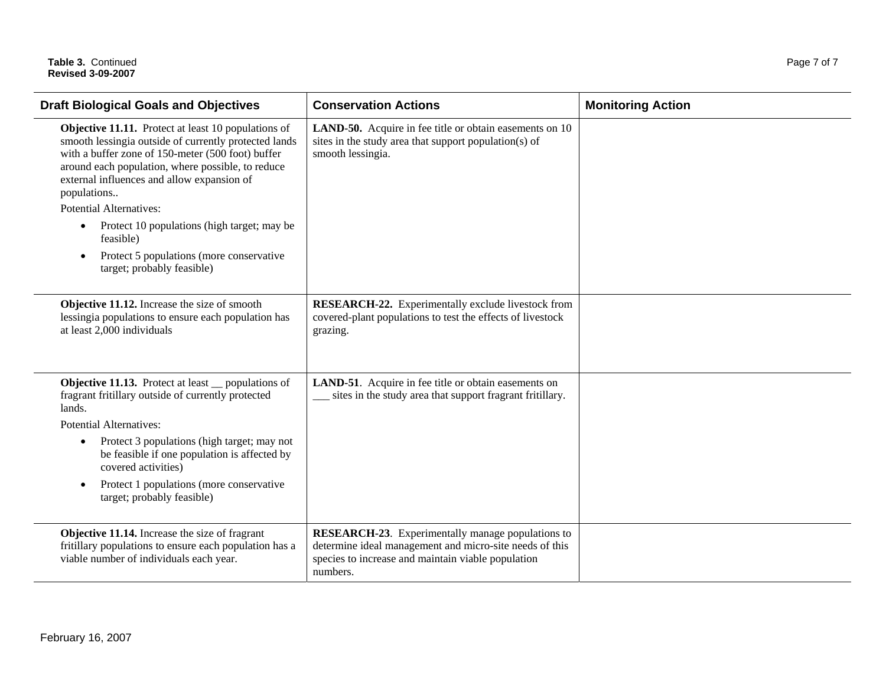**Table 3.** Continued
**Revised 3-09-2007**

| Draft Biological Goals and Objectives | Conservation Actions | Monitoring Action |
|---|---|---|
| **Objective 11.11.** Protect at least 10 populations of smooth lessingia outside of currently protected lands with a buffer zone of 150-meter (500 foot) buffer around each population, where possible, to reduce external influences and allow expansion of populations.. <br>Potential Alternatives: <br>• Protect 10 populations (high target; may be feasible) <br>• Protect 5 populations (more conservative target; probably feasible) | **LAND-50.** Acquire in fee title or obtain easements on 10 sites in the study area that support population(s) of smooth lessingia. | |
| **Objective 11.12.** Increase the size of smooth lessingia populations to ensure each population has at least 2,000 individuals | **RESEARCH-22.** Experimentally exclude livestock from covered-plant populations to test the effects of livestock grazing. | |
| **Objective 11.13.** Protect at least __ populations of fragrant fritillary outside of currently protected lands. <br>Potential Alternatives: <br>• Protect 3 populations (high target; may not be feasible if one population is affected by covered activities) <br>• Protect 1 populations (more conservative target; probably feasible) | **LAND-51**. Acquire in fee title or obtain easements on ___ sites in the study area that support fragrant fritillary. | |
| **Objective 11.14.** Increase the size of fragrant fritillary populations to ensure each population has a viable number of individuals each year. | **RESEARCH-23**. Experimentally manage populations to determine ideal management and micro-site needs of this species to increase and maintain viable population numbers. | |

February 16, 2007